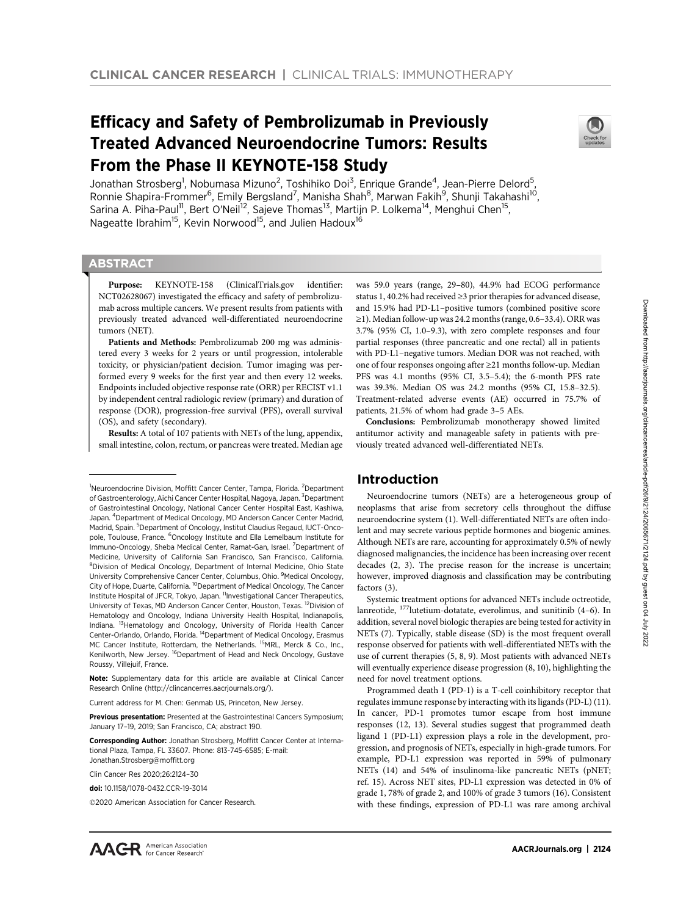# Efficacy and Safety of Pembrolizumab in Previously Treated Advanced Neuroendocrine Tumors: Results From the Phase II KEYNOTE-158 Study

Jonathan Strosberg[1], Nobumasa Mizuno[2], Toshihiko Doi[3], Enrique Grande[4], Jean-Pierre Delord[5], Ronnie Shapira-Frommer[6], Emily Bergsland[7], Manisha Shah[8], Marwan Fakih[9], Shunji Takahashi[10], Sarina A. Piha-Paul[11], Bert O'Neil[12], Sajeve Thomas[13], Martijn P. Lolkema[14], Menghui Chen[15], Nageatte Ibrahim[15], Kevin Norwood[15], and Julien Hadoux[16]

## ABSTRACT

**Purpose:** KEYNOTE-158 (ClinicalTrials.gov identifier: NCT02628067) investigated the efficacy and safety of pembrolizumab across multiple cancers. We present results from patients with previously treated advanced well-differentiated neuroendocrine tumors (NET).

**Patients and Methods:** Pembrolizumab 200 mg was administered every 3 weeks for 2 years or until progression, intolerable toxicity, or physician/patient decision. Tumor imaging was performed every 9 weeks for the first year and then every 12 weeks. Endpoints included objective response rate (ORR) per RECIST v1.1 by independent central radiologic review (primary) and duration of response (DOR), progression-free survival (PFS), overall survival (OS), and safety (secondary).

**Results:** A total of 107 patients with NETs of the lung, appendix, small intestine, colon, rectum, or pancreas were treated. Median age was 59.0 years (range, 29–80), 44.9% had ECOG performance status 1, 40.2% had received ≥3 prior therapies for advanced disease, and 15.9% had PD-L1–positive tumors (combined positive score ≥1). Median follow-up was 24.2 months (range, 0.6–33.4). ORR was 3.7% (95% CI, 1.0–9.3), with zero complete responses and four partial responses (three pancreatic and one rectal) all in patients with PD-L1–negative tumors. Median DOR was not reached, with one of four responses ongoing after ≥21 months follow-up. Median PFS was 4.1 months (95% CI, 3.5–5.4); the 6-month PFS rate was 39.3%. Median OS was 24.2 months (95% CI, 15.8–32.5). Treatment-related adverse events (AE) occurred in 75.7% of patients, 21.5% of whom had grade 3–5 AEs.

**Conclusions:** Pembrolizumab monotherapy showed limited antitumor activity and manageable safety in patients with previously treated advanced well-differentiated NETs.

## Introduction

Neuroendocrine tumors (NETs) are a heterogeneous group of neoplasms that arise from secretory cells throughout the diffuse neuroendocrine system (1). Well-differentiated NETs are often indolent and may secrete various peptide hormones and biogenic amines. Although NETs are rare, accounting for approximately 0.5% of newly diagnosed malignancies, the incidence has been increasing over recent decades (2, 3). The precise reason for the increase is uncertain; however, improved diagnosis and classification may be contributing factors (3).

Systemic treatment options for advanced NETs include octreotide, lanreotide, $^{177}$lutetium-dotatate, everolimus, and sunitinib (4–6). In addition, several novel biologic therapies are being tested for activity in NETs (7). Typically, stable disease (SD) is the most frequent overall response observed for patients with well-differentiated NETs with the use of current therapies (5, 8, 9). Most patients with advanced NETs will eventually experience disease progression (8, 10), highlighting the need for novel treatment options.

Programmed death 1 (PD-1) is a T-cell coinhibitory receptor that regulates immune response by interacting with its ligands (PD-L) (11). In cancer, PD-1 promotes tumor escape from host immune responses (12, 13). Several studies suggest that programmed death ligand 1 (PD-L1) expression plays a role in the development, progression, and prognosis of NETs, especially in high-grade tumors. For example, PD-L1 expression was reported in 59% of pulmonary NETs (14) and 54% of insulinoma-like pancreatic NETs (pNET; ref. 15). Across NET sites, PD-L1 expression was detected in 0% of grade 1, 78% of grade 2, and 100% of grade 3 tumors (16). Consistent with these findings, expression of PD-L1 was rare among archival

---

[1]Neuroendocrine Division, Moffitt Cancer Center, Tampa, Florida. [2]Department of Gastroenterology, Aichi Cancer Center Hospital, Nagoya, Japan. [3]Department of Gastrointestinal Oncology, National Cancer Center Hospital East, Kashiwa, Japan. [4]Department of Medical Oncology, MD Anderson Cancer Center Madrid, Madrid, Spain. [5]Department of Oncology, Institut Claudius Regaud, IUCT-Oncopole, Toulouse, France. [6]Oncology Institute and Ella Lemelbaum Institute for Immuno-Oncology, Sheba Medical Center, Ramat-Gan, Israel. [7]Department of Medicine, University of California San Francisco, San Francisco, California. [8]Division of Medical Oncology, Department of Internal Medicine, Ohio State University Comprehensive Cancer Center, Columbus, Ohio. [9]Medical Oncology, City of Hope, Duarte, California. [10]Department of Medical Oncology, The Cancer Institute Hospital of JFCR, Tokyo, Japan. [11]Investigational Cancer Therapeutics, University of Texas, MD Anderson Cancer Center, Houston, Texas. [12]Division of Hematology and Oncology, Indiana University Health Hospital, Indianapolis, Indiana. [13]Hematology and Oncology, University of Florida Health Cancer Center-Orlando, Orlando, Florida. [14]Department of Medical Oncology, Erasmus MC Cancer Institute, Rotterdam, the Netherlands. [15]MRL, Merck & Co., Inc., Kenilworth, New Jersey. [16]Department of Head and Neck Oncology, Gustave Roussy, Villejuif, France.

**Note:** Supplementary data for this article are available at Clinical Cancer Research Online (http://clincancerres.aacrjournals.org/).

Current address for M. Chen: Genmab US, Princeton, New Jersey.

**Previous presentation:** Presented at the Gastrointestinal Cancers Symposium; January 17–19, 2019; San Francisco, CA; abstract 190.

**Corresponding Author:** Jonathan Strosberg, Moffitt Cancer Center at International Plaza, Tampa, FL 33607. Phone: 813-745-6585; E-mail: Jonathan.Strosberg@moffitt.org

Clin Cancer Res 2020;26:2124–30

**doi:** 10.1158/1078-0432.CCR-19-3014

©2020 American Association for Cancer Research.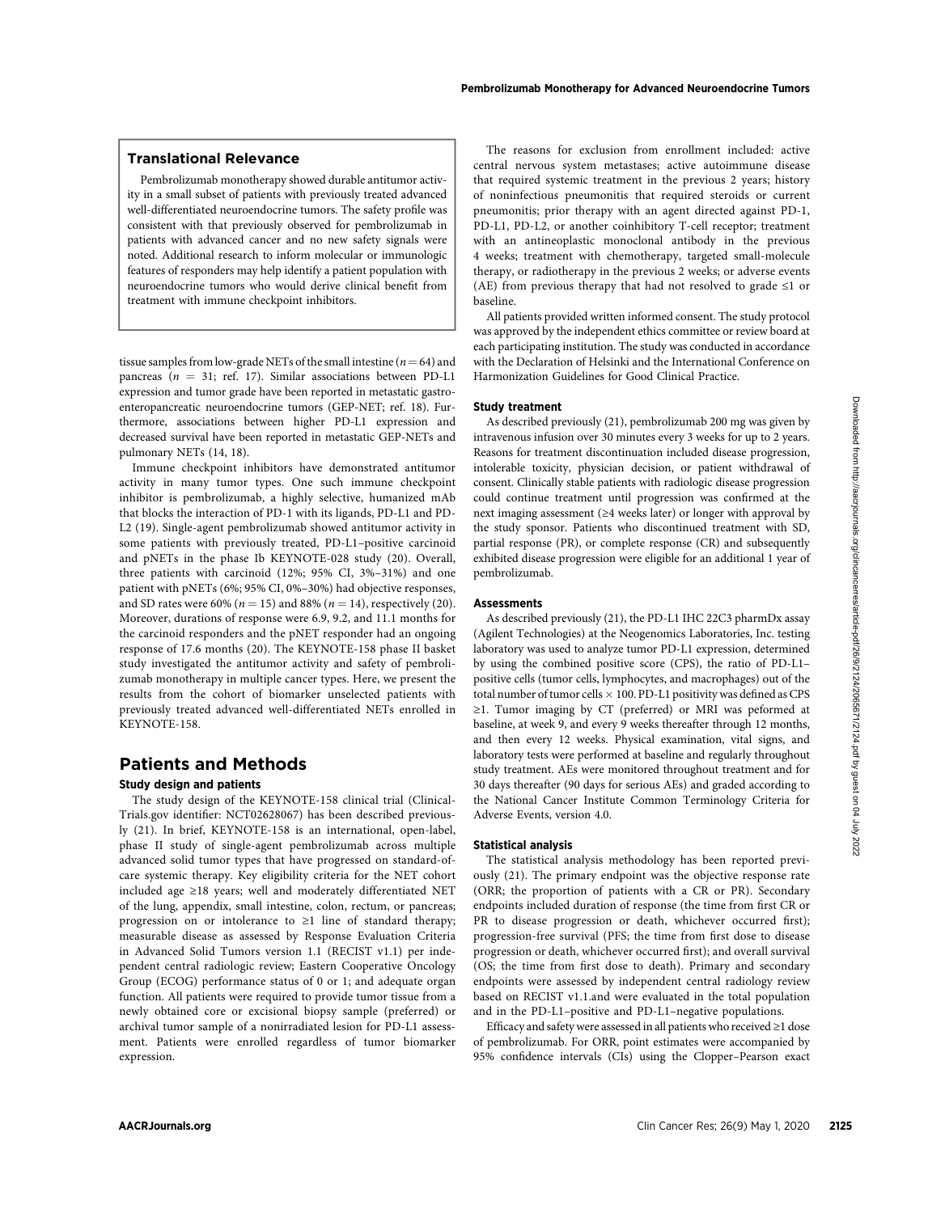### Translational Relevance

Pembrolizumab monotherapy showed durable antitumor activity in a small subset of patients with previously treated advanced well-differentiated neuroendocrine tumors. The safety profile was consistent with that previously observed for pembrolizumab in patients with advanced cancer and no new safety signals were noted. Additional research to inform molecular or immunologic features of responders may help identify a patient population with neuroendocrine tumors who would derive clinical benefit from treatment with immune checkpoint inhibitors.

tissue samples from low-grade NETs of the small intestine ($n = 64$) and pancreas ($n = 31$; ref. 17). Similar associations between PD-L1 expression and tumor grade have been reported in metastatic gastroenteropancreatic neuroendocrine tumors (GEP-NET; ref. 18). Furthermore, associations between higher PD-L1 expression and decreased survival have been reported in metastatic GEP-NETs and pulmonary NETs (14, 18).

Immune checkpoint inhibitors have demonstrated antitumor activity in many tumor types. One such immune checkpoint inhibitor is pembrolizumab, a highly selective, humanized mAb that blocks the interaction of PD-1 with its ligands, PD-L1 and PD-L2 (19). Single-agent pembrolizumab showed antitumor activity in some patients with previously treated, PD-L1–positive carcinoid and pNETs in the phase Ib KEYNOTE-028 study (20). Overall, three patients with carcinoid (12%; 95% CI, 3%–31%) and one patient with pNETs (6%; 95% CI, 0%–30%) had objective responses, and SD rates were 60% ($n = 15$) and 88% ($n = 14$), respectively (20). Moreover, durations of response were 6.9, 9.2, and 11.1 months for the carcinoid responders and the pNET responder had an ongoing response of 17.6 months (20). The KEYNOTE-158 phase II basket study investigated the antitumor activity and safety of pembrolizumab monotherapy in multiple cancer types. Here, we present the results from the cohort of biomarker unselected patients with previously treated advanced well-differentiated NETs enrolled in KEYNOTE-158.

## Patients and Methods

### Study design and patients

The study design of the KEYNOTE-158 clinical trial (ClinicalTrials.gov identifier: NCT02628067) has been described previously (21). In brief, KEYNOTE-158 is an international, open-label, phase II study of single-agent pembrolizumab across multiple advanced solid tumor types that have progressed on standard-of-care systemic therapy. Key eligibility criteria for the NET cohort included age ≥18 years; well and moderately differentiated NET of the lung, appendix, small intestine, colon, rectum, or pancreas; progression on or intolerance to ≥1 line of standard therapy; measurable disease as assessed by Response Evaluation Criteria in Advanced Solid Tumors version 1.1 (RECIST v1.1) per independent central radiologic review; Eastern Cooperative Oncology Group (ECOG) performance status of 0 or 1; and adequate organ function. All patients were required to provide tumor tissue from a newly obtained core or excisional biopsy sample (preferred) or archival tumor sample of a nonirradiated lesion for PD-L1 assessment. Patients were enrolled regardless of tumor biomarker expression.

The reasons for exclusion from enrollment included: active central nervous system metastases; active autoimmune disease that required systemic treatment in the previous 2 years; history of noninfectious pneumonitis that required steroids or current pneumonitis; prior therapy with an agent directed against PD-1, PD-L1, PD-L2, or another coinhibitory T-cell receptor; treatment with an antineoplastic monoclonal antibody in the previous 4 weeks; treatment with chemotherapy, targeted small-molecule therapy, or radiotherapy in the previous 2 weeks; or adverse events (AE) from previous therapy that had not resolved to grade ≤1 or baseline.

All patients provided written informed consent. The study protocol was approved by the independent ethics committee or review board at each participating institution. The study was conducted in accordance with the Declaration of Helsinki and the International Conference on Harmonization Guidelines for Good Clinical Practice.

### Study treatment

As described previously (21), pembrolizumab 200 mg was given by intravenous infusion over 30 minutes every 3 weeks for up to 2 years. Reasons for treatment discontinuation included disease progression, intolerable toxicity, physician decision, or patient withdrawal of consent. Clinically stable patients with radiologic disease progression could continue treatment until progression was confirmed at the next imaging assessment (≥4 weeks later) or longer with approval by the study sponsor. Patients who discontinued treatment with SD, partial response (PR), or complete response (CR) and subsequently exhibited disease progression were eligible for an additional 1 year of pembrolizumab.

### Assessments

As described previously (21), the PD-L1 IHC 22C3 pharmDx assay (Agilent Technologies) at the Neogenomics Laboratories, Inc. testing laboratory was used to analyze tumor PD-L1 expression, determined by using the combined positive score (CPS), the ratio of PD-L1–positive cells (tumor cells, lymphocytes, and macrophages) out of the total number of tumor cells $\times$ 100. PD-L1 positivity was defined as CPS ≥1. Tumor imaging by CT (preferred) or MRI was peformed at baseline, at week 9, and every 9 weeks thereafter through 12 months, and then every 12 weeks. Physical examination, vital signs, and laboratory tests were performed at baseline and regularly throughout study treatment. AEs were monitored throughout treatment and for 30 days thereafter (90 days for serious AEs) and graded according to the National Cancer Institute Common Terminology Criteria for Adverse Events, version 4.0.

### Statistical analysis

The statistical analysis methodology has been reported previously (21). The primary endpoint was the objective response rate (ORR; the proportion of patients with a CR or PR). Secondary endpoints included duration of response (the time from first CR or PR to disease progression or death, whichever occurred first); progression-free survival (PFS; the time from first dose to disease progression or death, whichever occurred first); and overall survival (OS; the time from first dose to death). Primary and secondary endpoints were assessed by independent central radiology review based on RECIST v1.1.and were evaluated in the total population and in the PD-L1–positive and PD-L1–negative populations.

Efficacy and safety were assessed in all patients who received ≥1 dose of pembrolizumab. For ORR, point estimates were accompanied by 95% confidence intervals (CIs) using the Clopper–Pearson exact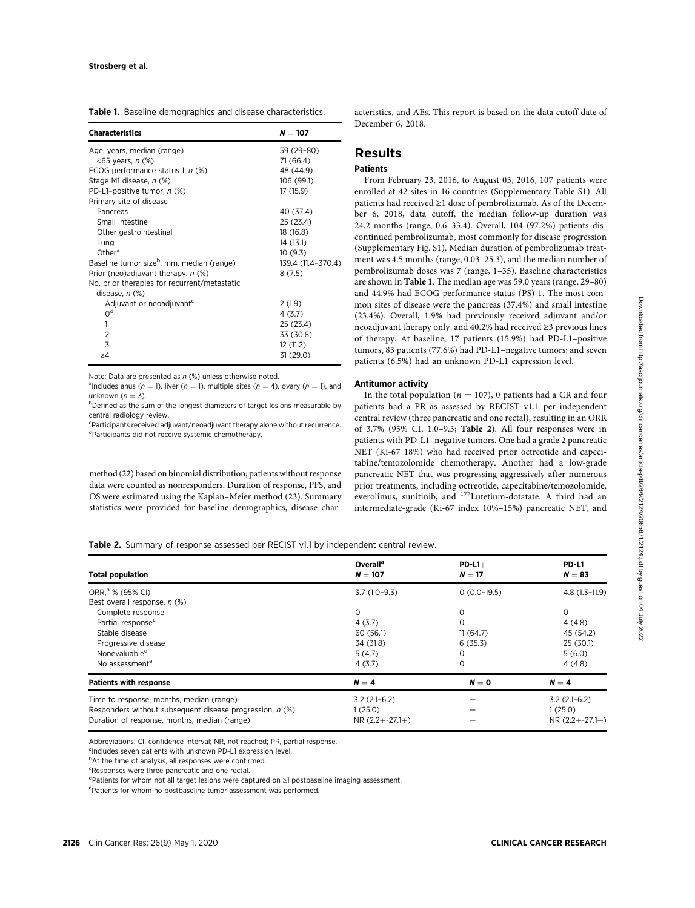**Table 1.** Baseline demographics and disease characteristics.

| Characteristics | $N = 107$ |
|---|---|
| Age, years, median (range) | 59 (29–80) |
| <65 years, n (%) | 71 (66.4) |
| ECOG performance status 1, n (%) | 48 (44.9) |
| Stage M1 disease, n (%) | 106 (99.1) |
| PD-L1–positive tumor, n (%) | 17 (15.9) |
| Primary site of disease | |
| Pancreas | 40 (37.4) |
| Small intestine | 25 (23.4) |
| Other gastrointestinal | 18 (16.8) |
| Lung | 14 (13.1) |
| Other[a] | 10 (9.3) |
| Baseline tumor size[b], mm, median (range) | 139.4 (11.4–370.4) |
| Prior (neo)adjuvant therapy, n (%) | 8 (7.5) |
| No. prior therapies for recurrent/metastatic disease, n (%) | |
| Adjuvant or neoadjuvant[c] | 2 (1.9) |
| 0[d] | 4 (3.7) |
| 1 | 25 (23.4) |
| 2 | 33 (30.8) |
| 3 | 12 (11.2) |
| ≥4 | 31 (29.0) |

Note: Data are presented as n (%) unless otherwise noted.
[a]Includes anus ($n = 1$), liver ($n = 1$), multiple sites ($n = 4$), ovary ($n = 1$), and unknown ($n = 3$).
[b]Defined as the sum of the longest diameters of target lesions measurable by central radiology review.
[c]Participants received adjuvant/neoadjuvant therapy alone without recurrence.
[d]Participants did not receive systemic chemotherapy.

method (22) based on binomial distribution; patients without response data were counted as nonresponders. Duration of response, PFS, and OS were estimated using the Kaplan–Meier method (23). Summary statistics were provided for baseline demographics, disease characteristics, and AEs. This report is based on the data cutoff date of December 6, 2018.

## Results

### Patients

From February 23, 2016, to August 03, 2016, 107 patients were enrolled at 42 sites in 16 countries (Supplementary Table S1). All patients had received ≥1 dose of pembrolizumab. As of the December 6, 2018, data cutoff, the median follow-up duration was 24.2 months (range, 0.6–33.4). Overall, 104 (97.2%) patients discontinued pembrolizumab, most commonly for disease progression (Supplementary Fig. S1). Median duration of pembrolizumab treatment was 4.5 months (range, 0.03–25.3), and the median number of pembrolizumab doses was 7 (range, 1–35). Baseline characteristics are shown in **Table 1**. The median age was 59.0 years (range, 29–80) and 44.9% had ECOG performance status (PS) 1. The most common sites of disease were the pancreas (37.4%) and small intestine (23.4%). Overall, 1.9% had previously received adjuvant and/or neoadjuvant therapy only, and 40.2% had received ≥3 previous lines of therapy. At baseline, 17 patients (15.9%) had PD-L1–positive tumors, 83 patients (77.6%) had PD-L1–negative tumors; and seven patients (6.5%) had an unknown PD-L1 expression level.

### Antitumor activity

In the total population ($n = 107$), 0 patients had a CR and four patients had a PR as assessed by RECIST v1.1 per independent central review (three pancreatic and one rectal), resulting in an ORR of 3.7% (95% CI, 1.0–9.3; **Table 2**). All four responses were in patients with PD-L1–negative tumors. One had a grade 2 pancreatic NET (Ki-67 18%) who had received prior octreotide and capecitabine/temozolomide chemotherapy. Another had a low-grade pancreatic NET that was progressing aggressively after numerous prior treatments, including octreotide, capecitabine/temozolomide, everolimus, sunitinib, and $^{177}$Lutetium-dotatate. A third had an intermediate-grade (Ki-67 index 10%–15%) pancreatic NET, and

**Table 2.** Summary of response assessed per RECIST v1.1 by independent central review.

| Total population | Overall[a] $N = 107$ | PD-L1+ $N = 17$ | PD-L1− $N = 83$ |
|---|---|---|---|
| ORR,[b] % (95% CI) | 3.7 (1.0–9.3) | 0 (0.0–19.5) | 4.8 (1.3–11.9) |
| Best overall response, n (%) | | | |
| Complete response | 0 | 0 | 0 |
| Partial response[c] | 4 (3.7) | 0 | 4 (4.8) |
| Stable disease | 60 (56.1) | 11 (64.7) | 45 (54.2) |
| Progressive disease | 34 (31.8) | 6 (35.3) | 25 (30.1) |
| Nonevaluable[d] | 5 (4.7) | 0 | 5 (6.0) |
| No assessment[e] | 4 (3.7) | 0 | 4 (4.8) |
| **Patients with response** | $N = 4$ | $N = 0$ | $N = 4$ |
| Time to response, months, median (range) | 3.2 (2.1–6.2) | — | 3.2 (2.1–6.2) |
| Responders without subsequent disease progression, n (%) | 1 (25.0) | — | 1 (25.0) |
| Duration of response, months, median (range) | NR (2.2+-27.1+) | — | NR (2.2+-27.1+) |

Abbreviations: CI, confidence interval; NR, not reached; PR, partial response.
[a]Includes seven patients with unknown PD-L1 expression level.
[b]At the time of analysis, all responses were confirmed.
[c]Responses were three pancreatic and one rectal.
[d]Patients for whom not all target lesions were captured on ≥1 postbaseline imaging assessment.
[e]Patients for whom no postbaseline tumor assessment was performed.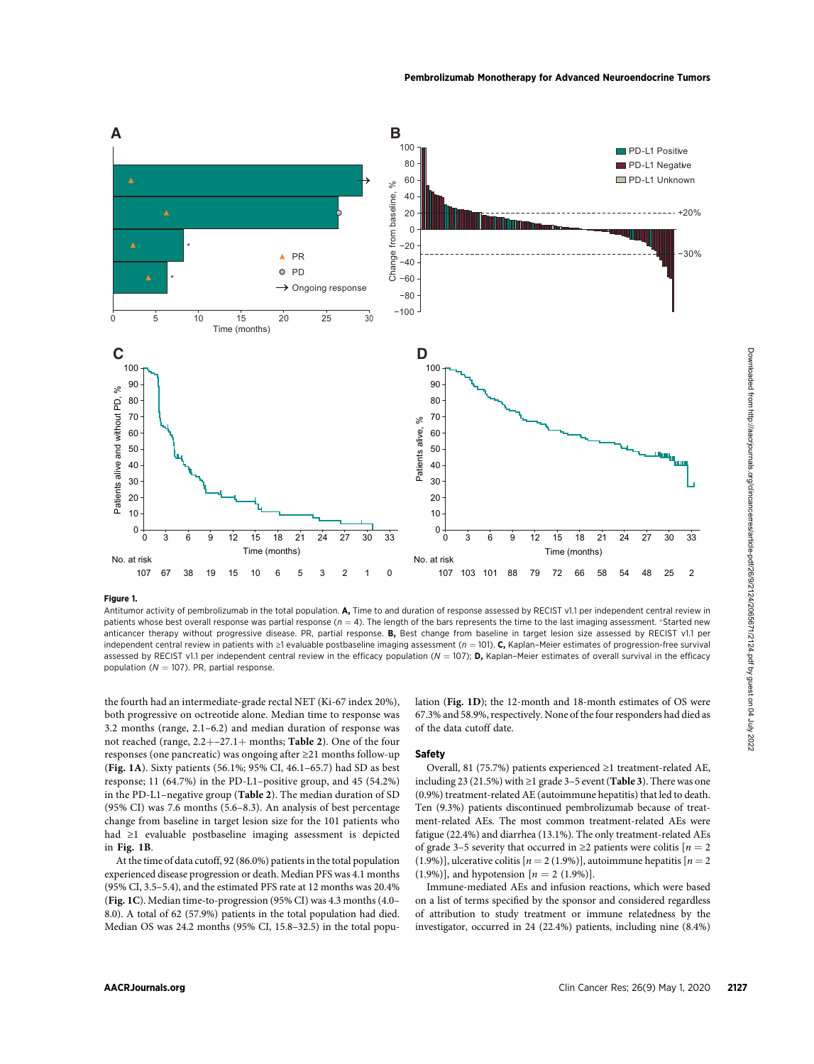**Figure 1.**

Antitumor activity of pembrolizumab in the total population. **A,** Time to and duration of response assessed by RECIST v1.1 per independent central review in patients whose best overall response was partial response ($n = 4$). The length of the bars represents the time to the last imaging assessment. *Started new anticancer therapy without progressive disease. PR, partial response. **B,** Best change from baseline in target lesion size assessed by RECIST v1.1 per independent central review in patients with ≥1 evaluable postbaseline imaging assessment ($n = 101$). **C,** Kaplan–Meier estimates of progression-free survival assessed by RECIST v1.1 per independent central review in the efficacy population ($N = 107$); **D,** Kaplan–Meier estimates of overall survival in the efficacy population ($N = 107$). PR, partial response.

the fourth had an intermediate-grade rectal NET (Ki-67 index 20%), both progressive on octreotide alone. Median time to response was 3.2 months (range, 2.1–6.2) and median duration of response was not reached (range, 2.2+–27.1+ months; **Table 2**). One of the four responses (one pancreatic) was ongoing after ≥21 months follow-up (**Fig. 1A**). Sixty patients (56.1%; 95% CI, 46.1–65.7) had SD as best response; 11 (64.7%) in the PD-L1–positive group, and 45 (54.2%) in the PD-L1–negative group (**Table 2**). The median duration of SD (95% CI) was 7.6 months (5.6–8.3). An analysis of best percentage change from baseline in target lesion size for the 101 patients who had ≥1 evaluable postbaseline imaging assessment is depicted in **Fig. 1B**.

At the time of data cutoff, 92 (86.0%) patients in the total population experienced disease progression or death. Median PFS was 4.1 months (95% CI, 3.5–5.4), and the estimated PFS rate at 12 months was 20.4% (**Fig. 1C**). Median time-to-progression (95% CI) was 4.3 months (4.0–8.0). A total of 62 (57.9%) patients in the total population had died. Median OS was 24.2 months (95% CI, 15.8–32.5) in the total population (**Fig. 1D**); the 12-month and 18-month estimates of OS were 67.3% and 58.9%, respectively. None of the four responders had died as of the data cutoff date.

## Safety

Overall, 81 (75.7%) patients experienced ≥1 treatment-related AE, including 23 (21.5%) with ≥1 grade 3–5 event (**Table 3**). There was one (0.9%) treatment-related AE (autoimmune hepatitis) that led to death. Ten (9.3%) patients discontinued pembrolizumab because of treatment-related AEs. The most common treatment-related AEs were fatigue (22.4%) and diarrhea (13.1%). The only treatment-related AEs of grade 3–5 severity that occurred in ≥2 patients were colitis [$n = 2$ (1.9%)], ulcerative colitis [$n = 2$ (1.9%)], autoimmune hepatitis [$n = 2$ (1.9%)], and hypotension [$n = 2$ (1.9%)].

Immune-mediated AEs and infusion reactions, which were based on a list of terms specified by the sponsor and considered regardless of attribution to study treatment or immune relatedness by the investigator, occurred in 24 (22.4%) patients, including nine (8.4%)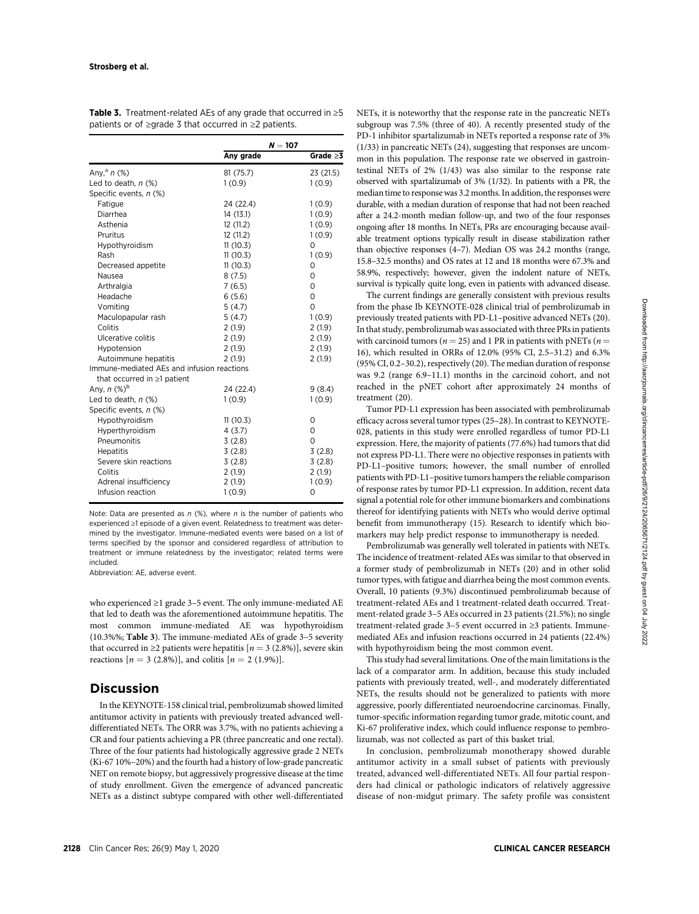**Table 3.** Treatment-related AEs of any grade that occurred in ≥5 patients or of ≥grade 3 that occurred in ≥2 patients.

| | $N = 107$ | |
|---|---|---|
| | Any grade | Grade ≥3 |
| Any,[a] n (%) | 81 (75.7) | 23 (21.5) |
| Led to death, n (%) | 1 (0.9) | 1 (0.9) |
| Specific events, n (%) | | |
| Fatigue | 24 (22.4) | 1 (0.9) |
| Diarrhea | 14 (13.1) | 1 (0.9) |
| Asthenia | 12 (11.2) | 1 (0.9) |
| Pruritus | 12 (11.2) | 1 (0.9) |
| Hypothyroidism | 11 (10.3) | 0 |
| Rash | 11 (10.3) | 1 (0.9) |
| Decreased appetite | 11 (10.3) | 0 |
| Nausea | 8 (7.5) | 0 |
| Arthralgia | 7 (6.5) | 0 |
| Headache | 6 (5.6) | 0 |
| Vomiting | 5 (4.7) | 0 |
| Maculopapular rash | 5 (4.7) | 1 (0.9) |
| Colitis | 2 (1.9) | 2 (1.9) |
| Ulcerative colitis | 2 (1.9) | 2 (1.9) |
| Hypotension | 2 (1.9) | 2 (1.9) |
| Autoimmune hepatitis | 2 (1.9) | 2 (1.9) |
| Immune-mediated AEs and infusion reactions that occurred in ≥1 patient | | |
| Any, n (%)[b] | 24 (22.4) | 9 (8.4) |
| Led to death, n (%) | 1 (0.9) | 1 (0.9) |
| Specific events, n (%) | | |
| Hypothyroidism | 11 (10.3) | 0 |
| Hyperthyroidism | 4 (3.7) | 0 |
| Pneumonitis | 3 (2.8) | 0 |
| Hepatitis | 3 (2.8) | 3 (2.8) |
| Severe skin reactions | 3 (2.8) | 3 (2.8) |
| Colitis | 2 (1.9) | 2 (1.9) |
| Adrenal insufficiency | 2 (1.9) | 1 (0.9) |
| Infusion reaction | 1 (0.9) | 0 |

Note: Data are presented as n (%), where n is the number of patients who experienced ≥1 episode of a given event. Relatedness to treatment was determined by the investigator. Immune-mediated events were based on a list of terms specified by the sponsor and considered regardless of attribution to treatment or immune relatedness by the investigator; related terms were included.

Abbreviation: AE, adverse event.

who experienced ≥1 grade 3–5 event. The only immune-mediated AE that led to death was the aforementioned autoimmune hepatitis. The most common immune-mediated AE was hypothyroidism (10.3%%; **Table 3**). The immune-mediated AEs of grade 3–5 severity that occurred in ≥2 patients were hepatitis [$n = 3$ (2.8%)], severe skin reactions [$n = 3$ (2.8%)], and colitis [$n = 2$ (1.9%)].

## Discussion

In the KEYNOTE-158 clinical trial, pembrolizumab showed limited antitumor activity in patients with previously treated advanced well-differentiated NETs. The ORR was 3.7%, with no patients achieving a CR and four patients achieving a PR (three pancreatic and one rectal). Three of the four patients had histologically aggressive grade 2 NETs (Ki-67 10%–20%) and the fourth had a history of low-grade pancreatic NET on remote biopsy, but aggressively progressive disease at the time of study enrollment. Given the emergence of advanced pancreatic NETs as a distinct subtype compared with other well-differentiated NETs, it is noteworthy that the response rate in the pancreatic NETs subgroup was 7.5% (three of 40). A recently presented study of the PD-1 inhibitor spartalizumab in NETs reported a response rate of 3% (1/33) in pancreatic NETs (24), suggesting that responses are uncommon in this population. The response rate we observed in gastrointestinal NETs of 2% (1/43) was also similar to the response rate observed with spartalizumab of 3% (1/32). In patients with a PR, the median time to response was 3.2 months. In addition, the responses were durable, with a median duration of response that had not been reached after a 24.2-month median follow-up, and two of the four responses ongoing after 18 months. In NETs, PRs are encouraging because available treatment options typically result in disease stabilization rather than objective responses (4–7). Median OS was 24.2 months (range, 15.8–32.5 months) and OS rates at 12 and 18 months were 67.3% and 58.9%, respectively; however, given the indolent nature of NETs, survival is typically quite long, even in patients with advanced disease.

The current findings are generally consistent with previous results from the phase Ib KEYNOTE-028 clinical trial of pembrolizumab in previously treated patients with PD-L1–positive advanced NETs (20). In that study, pembrolizumab was associated with three PRs in patients with carcinoid tumors ($n = 25$) and 1 PR in patients with pNETs ($n = 16$), which resulted in ORRs of 12.0% (95% CI, 2.5–31.2) and 6.3% (95% CI, 0.2–30.2), respectively (20). The median duration of response was 9.2 (range 6.9–11.1) months in the carcinoid cohort, and not reached in the pNET cohort after approximately 24 months of treatment (20).

Tumor PD-L1 expression has been associated with pembrolizumab efficacy across several tumor types (25–28). In contrast to KEYNOTE-028, patients in this study were enrolled regardless of tumor PD-L1 expression. Here, the majority of patients (77.6%) had tumors that did not express PD-L1. There were no objective responses in patients with PD-L1–positive tumors; however, the small number of enrolled patients with PD-L1–positive tumors hampers the reliable comparison of response rates by tumor PD-L1 expression. In addition, recent data signal a potential role for other immune biomarkers and combinations thereof for identifying patients with NETs who would derive optimal benefit from immunotherapy (15). Research to identify which biomarkers may help predict response to immunotherapy is needed.

Pembrolizumab was generally well tolerated in patients with NETs. The incidence of treatment-related AEs was similar to that observed in a former study of pembrolizumab in NETs (20) and in other solid tumor types, with fatigue and diarrhea being the most common events. Overall, 10 patients (9.3%) discontinued pembrolizumab because of treatment-related AEs and 1 treatment-related death occurred. Treatment-related grade 3–5 AEs occurred in 23 patients (21.5%); no single treatment-related grade 3–5 event occurred in ≥3 patients. Immune-mediated AEs and infusion reactions occurred in 24 patients (22.4%) with hypothyroidism being the most common event.

This study had several limitations. One of the main limitations is the lack of a comparator arm. In addition, because this study included patients with previously treated, well-, and moderately differentiated NETs, the results should not be generalized to patients with more aggressive, poorly differentiated neuroendocrine carcinomas. Finally, tumor-specific information regarding tumor grade, mitotic count, and Ki-67 proliferative index, which could influence response to pembrolizumab, was not collected as part of this basket trial.

In conclusion, pembrolizumab monotherapy showed durable antitumor activity in a small subset of patients with previously treated, advanced well-differentiated NETs. All four partial responders had clinical or pathologic indicators of relatively aggressive disease of non-midgut primary. The safety profile was consistent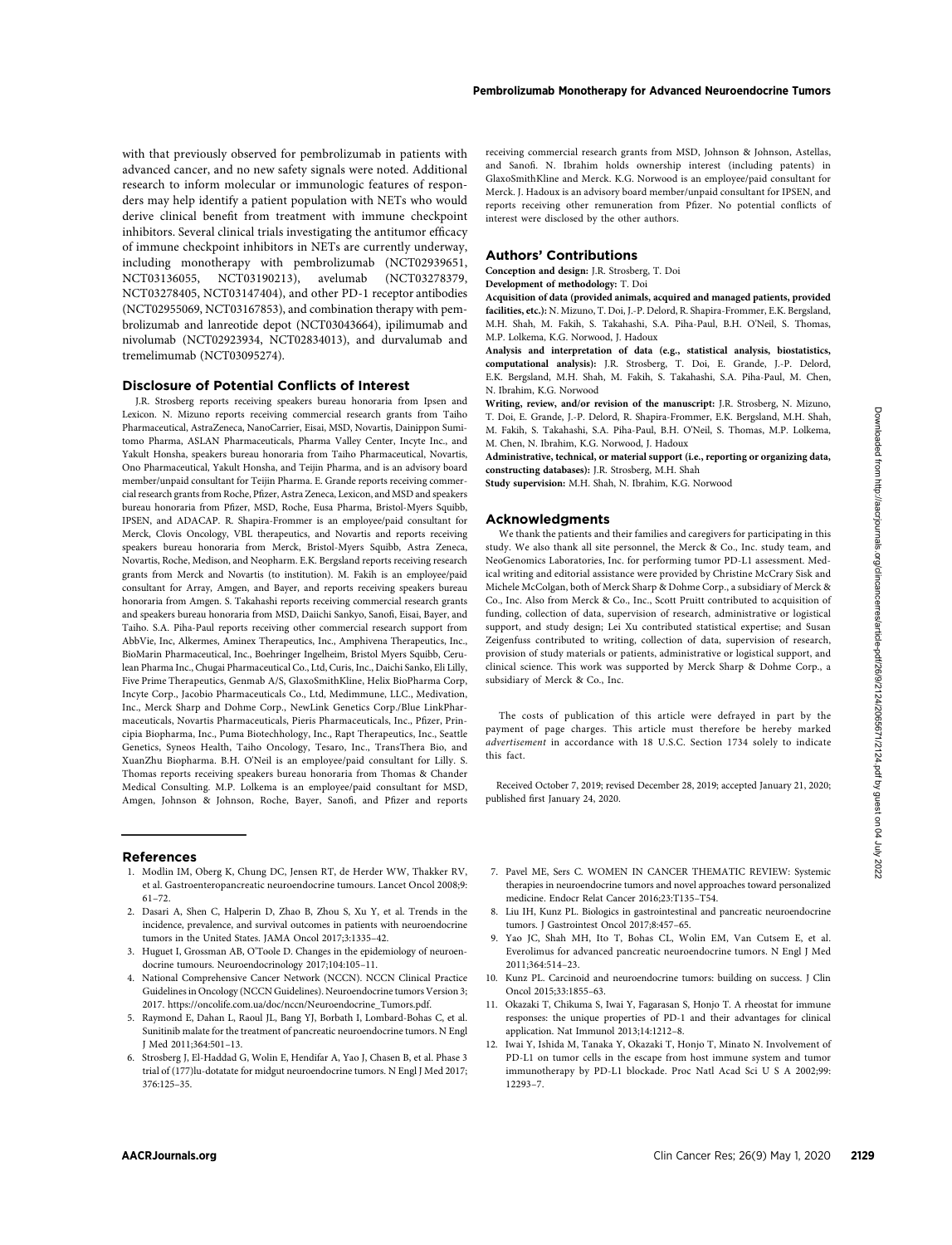with that previously observed for pembrolizumab in patients with advanced cancer, and no new safety signals were noted. Additional research to inform molecular or immunologic features of responders may help identify a patient population with NETs who would derive clinical benefit from treatment with immune checkpoint inhibitors. Several clinical trials investigating the antitumor efficacy of immune checkpoint inhibitors in NETs are currently underway, including monotherapy with pembrolizumab (NCT02939651, NCT03136055, NCT03190213), avelumab (NCT03278379, NCT03278405, NCT03147404), and other PD-1 receptor antibodies (NCT02955069, NCT03167853), and combination therapy with pembrolizumab and lanreotide depot (NCT03043664), ipilimumab and nivolumab (NCT02923934, NCT02834013), and durvalumab and tremelimumab (NCT03095274).

## Disclosure of Potential Conflicts of Interest

J.R. Strosberg reports receiving speakers bureau honoraria from Ipsen and Lexicon. N. Mizuno reports receiving commercial research grants from Taiho Pharmaceutical, AstraZeneca, NanoCarrier, Eisai, MSD, Novartis, Dainippon Sumitomo Pharma, ASLAN Pharmaceuticals, Pharma Valley Center, Incyte Inc., and Yakult Honsha, speakers bureau honoraria from Taiho Pharmaceutical, Novartis, Ono Pharmaceutical, Yakult Honsha, and Teijin Pharma, and is an advisory board member/unpaid consultant for Teijin Pharma. E. Grande reports receiving commercial research grants from Roche, Pfizer, Astra Zeneca, Lexicon, and MSD and speakers bureau honoraria from Pfizer, MSD, Roche, Eusa Pharma, Bristol-Myers Squibb, IPSEN, and ADACAP. R. Shapira-Frommer is an employee/paid consultant for Merck, Clovis Oncology, VBL therapeutics, and Novartis and reports receiving speakers bureau honoraria from Merck, Bristol-Myers Squibb, Astra Zeneca, Novartis, Roche, Medison, and Neopharm. E.K. Bergsland reports receiving research grants from Merck and Novartis (to institution). M. Fakih is an employee/paid consultant for Array, Amgen, and Bayer, and reports receiving speakers bureau honoraria from Amgen. S. Takahashi reports receiving commercial research grants and speakers bureau honoraria from MSD, Daiichi Sankyo, Sanofi, Eisai, Bayer, and Taiho. S.A. Piha-Paul reports receiving other commercial research support from AbbVie, Inc, Alkermes, Aminex Therapeutics, Inc., Amphivena Therapeutics, Inc., BioMarin Pharmaceutical, Inc., Boehringer Ingelheim, Bristol Myers Squibb, Cerulean Pharma Inc., Chugai Pharmaceutical Co., Ltd, Curis, Inc., Daichi Sanko, Eli Lilly, Five Prime Therapeutics, Genmab A/S, GlaxoSmithKline, Helix BioPharma Corp, Incyte Corp., Jacobio Pharmaceuticals Co., Ltd, Medimmune, LLC., Medivation, Inc., Merck Sharp and Dohme Corp., NewLink Genetics Corp./Blue LinkPharmaceuticals, Novartis Pharmaceuticals, Pieris Pharmaceuticals, Inc., Pfizer, Principia Biopharma, Inc., Puma Biotechhology, Inc., Rapt Therapeutics, Inc., Seattle Genetics, Syneos Health, Taiho Oncology, Tesaro, Inc., TransThera Bio, and XuanZhu Biopharma. B.H. O'Neil is an employee/paid consultant for Lilly. S. Thomas reports receiving speakers bureau honoraria from Thomas & Chander Medical Consulting. M.P. Lolkema is an employee/paid consultant for MSD, Amgen, Johnson & Johnson, Roche, Bayer, Sanofi, and Pfizer and reports receiving commercial research grants from MSD, Johnson & Johnson, Astellas, and Sanofi. N. Ibrahim holds ownership interest (including patents) in GlaxoSmithKline and Merck. K.G. Norwood is an employee/paid consultant for Merck. J. Hadoux is an advisory board member/unpaid consultant for IPSEN, and reports receiving other remuneration from Pfizer. No potential conflicts of interest were disclosed by the other authors.

## Authors' Contributions

**Conception and design:** J.R. Strosberg, T. Doi

**Development of methodology:** T. Doi

**Acquisition of data (provided animals, acquired and managed patients, provided facilities, etc.):** N. Mizuno, T. Doi, J.-P. Delord, R. Shapira-Frommer, E.K. Bergsland, M.H. Shah, M. Fakih, S. Takahashi, S.A. Piha-Paul, B.H. O'Neil, S. Thomas, M.P. Lolkema, K.G. Norwood, J. Hadoux

**Analysis and interpretation of data (e.g., statistical analysis, biostatistics, computational analysis):** J.R. Strosberg, T. Doi, E. Grande, J.-P. Delord, E.K. Bergsland, M.H. Shah, M. Fakih, S. Takahashi, S.A. Piha-Paul, M. Chen, N. Ibrahim, K.G. Norwood

**Writing, review, and/or revision of the manuscript:** J.R. Strosberg, N. Mizuno, T. Doi, E. Grande, J.-P. Delord, R. Shapira-Frommer, E.K. Bergsland, M.H. Shah, M. Fakih, S. Takahashi, S.A. Piha-Paul, B.H. O'Neil, S. Thomas, M.P. Lolkema, M. Chen, N. Ibrahim, K.G. Norwood, J. Hadoux

**Administrative, technical, or material support (i.e., reporting or organizing data, constructing databases):** J.R. Strosberg, M.H. Shah

**Study supervision:** M.H. Shah, N. Ibrahim, K.G. Norwood

## Acknowledgments

We thank the patients and their families and caregivers for participating in this study. We also thank all site personnel, the Merck & Co., Inc. study team, and NeoGenomics Laboratories, Inc. for performing tumor PD-L1 assessment. Medical writing and editorial assistance were provided by Christine McCrary Sisk and Michele McColgan, both of Merck Sharp & Dohme Corp., a subsidiary of Merck & Co., Inc. Also from Merck & Co., Inc., Scott Pruitt contributed to acquisition of funding, collection of data, supervision of research, administrative or logistical support, and study design; Lei Xu contributed statistical expertise; and Susan Zeigenfuss contributed to writing, collection of data, supervision of research, provision of study materials or patients, administrative or logistical support, and clinical science. This work was supported by Merck Sharp & Dohme Corp., a subsidiary of Merck & Co., Inc.

The costs of publication of this article were defrayed in part by the payment of page charges. This article must therefore be hereby marked *advertisement* in accordance with 18 U.S.C. Section 1734 solely to indicate this fact.

Received October 7, 2019; revised December 28, 2019; accepted January 21, 2020; published first January 24, 2020.

## References

1. Modlin IM, Oberg K, Chung DC, Jensen RT, de Herder WW, Thakker RV, et al. Gastroenteropancreatic neuroendocrine tumours. Lancet Oncol 2008;9:61–72.
2. Dasari A, Shen C, Halperin D, Zhao B, Zhou S, Xu Y, et al. Trends in the incidence, prevalence, and survival outcomes in patients with neuroendocrine tumors in the United States. JAMA Oncol 2017;3:1335–42.
3. Huguet I, Grossman AB, O'Toole D. Changes in the epidemiology of neuroendocrine tumours. Neuroendocrinology 2017;104:105–11.
4. National Comprehensive Cancer Network (NCCN). NCCN Clinical Practice Guidelines in Oncology (NCCN Guidelines). Neuroendocrine tumors Version 3; 2017. https://oncolife.com.ua/doc/nccn/Neuroendocrine_Tumors.pdf.
5. Raymond E, Dahan L, Raoul JL, Bang YJ, Borbath I, Lombard-Bohas C, et al. Sunitinib malate for the treatment of pancreatic neuroendocrine tumors. N Engl J Med 2011;364:501–13.
6. Strosberg J, El-Haddad G, Wolin E, Hendifar A, Yao J, Chasen B, et al. Phase 3 trial of (177)lu-dotatate for midgut neuroendocrine tumors. N Engl J Med 2017;376:125–35.
7. Pavel ME, Sers C. WOMEN IN CANCER THEMATIC REVIEW: Systemic therapies in neuroendocrine tumors and novel approaches toward personalized medicine. Endocr Relat Cancer 2016;23:T135–T54.
8. Liu IH, Kunz PL. Biologics in gastrointestinal and pancreatic neuroendocrine tumors. J Gastrointest Oncol 2017;8:457–65.
9. Yao JC, Shah MH, Ito T, Bohas CL, Wolin EM, Van Cutsem E, et al. Everolimus for advanced pancreatic neuroendocrine tumors. N Engl J Med 2011;364:514–23.
10. Kunz PL. Carcinoid and neuroendocrine tumors: building on success. J Clin Oncol 2015;33:1855–63.
11. Okazaki T, Chikuma S, Iwai Y, Fagarasan S, Honjo T. A rheostat for immune responses: the unique properties of PD-1 and their advantages for clinical application. Nat Immunol 2013;14:1212–8.
12. Iwai Y, Ishida M, Tanaka Y, Okazaki T, Honjo T, Minato N. Involvement of PD-L1 on tumor cells in the escape from host immune system and tumor immunotherapy by PD-L1 blockade. Proc Natl Acad Sci U S A 2002;99:12293–7.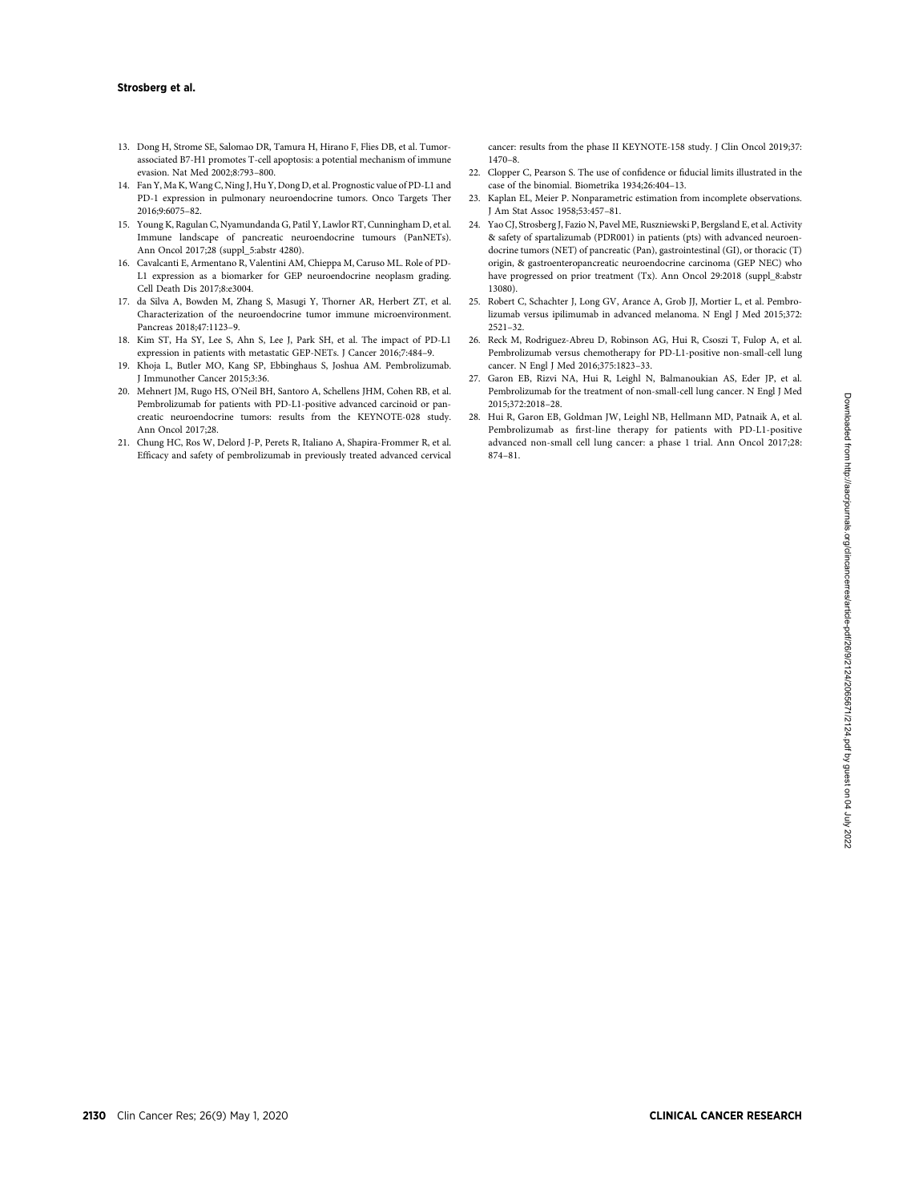13. Dong H, Strome SE, Salomao DR, Tamura H, Hirano F, Flies DB, et al. Tumor-associated B7-H1 promotes T-cell apoptosis: a potential mechanism of immune evasion. Nat Med 2002;8:793–800.
14. Fan Y, Ma K, Wang C, Ning J, Hu Y, Dong D, et al. Prognostic value of PD-L1 and PD-1 expression in pulmonary neuroendocrine tumors. Onco Targets Ther 2016;9:6075–82.
15. Young K, Ragulan C, Nyamundanda G, Patil Y, Lawlor RT, Cunningham D, et al. Immune landscape of pancreatic neuroendocrine tumours (PanNETs). Ann Oncol 2017;28 (suppl_5:abstr 4280).
16. Cavalcanti E, Armentano R, Valentini AM, Chieppa M, Caruso ML. Role of PD-L1 expression as a biomarker for GEP neuroendocrine neoplasm grading. Cell Death Dis 2017;8:e3004.
17. da Silva A, Bowden M, Zhang S, Masugi Y, Thorner AR, Herbert ZT, et al. Characterization of the neuroendocrine tumor immune microenvironment. Pancreas 2018;47:1123–9.
18. Kim ST, Ha SY, Lee S, Ahn S, Lee J, Park SH, et al. The impact of PD-L1 expression in patients with metastatic GEP-NETs. J Cancer 2016;7:484–9.
19. Khoja L, Butler MO, Kang SP, Ebbinghaus S, Joshua AM. Pembrolizumab. J Immunother Cancer 2015;3:36.
20. Mehnert JM, Rugo HS, O'Neil BH, Santoro A, Schellens JHM, Cohen RB, et al. Pembrolizumab for patients with PD-L1-positive advanced carcinoid or pancreatic neuroendocrine tumors: results from the KEYNOTE-028 study. Ann Oncol 2017;28.
21. Chung HC, Ros W, Delord J-P, Perets R, Italiano A, Shapira-Frommer R, et al. Efficacy and safety of pembrolizumab in previously treated advanced cervical cancer: results from the phase II KEYNOTE-158 study. J Clin Oncol 2019;37: 1470–8.
22. Clopper C, Pearson S. The use of confidence or fiducial limits illustrated in the case of the binomial. Biometrika 1934;26:404–13.
23. Kaplan EL, Meier P. Nonparametric estimation from incomplete observations. J Am Stat Assoc 1958;53:457–81.
24. Yao CJ, Strosberg J, Fazio N, Pavel ME, Ruszniewski P, Bergsland E, et al. Activity & safety of spartalizumab (PDR001) in patients (pts) with advanced neuroendocrine tumors (NET) of pancreatic (Pan), gastrointestinal (GI), or thoracic (T) origin, & gastroenteropancreatic neuroendocrine carcinoma (GEP NEC) who have progressed on prior treatment (Tx). Ann Oncol 29:2018 (suppl_8:abstr 13080).
25. Robert C, Schachter J, Long GV, Arance A, Grob JJ, Mortier L, et al. Pembrolizumab versus ipilimumab in advanced melanoma. N Engl J Med 2015;372: 2521–32.
26. Reck M, Rodriguez-Abreu D, Robinson AG, Hui R, Csoszi T, Fulop A, et al. Pembrolizumab versus chemotherapy for PD-L1-positive non-small-cell lung cancer. N Engl J Med 2016;375:1823–33.
27. Garon EB, Rizvi NA, Hui R, Leighl N, Balmanoukian AS, Eder JP, et al. Pembrolizumab for the treatment of non-small-cell lung cancer. N Engl J Med 2015;372:2018–28.
28. Hui R, Garon EB, Goldman JW, Leighl NB, Hellmann MD, Patnaik A, et al. Pembrolizumab as first-line therapy for patients with PD-L1-positive advanced non-small cell lung cancer: a phase 1 trial. Ann Oncol 2017;28: 874–81.